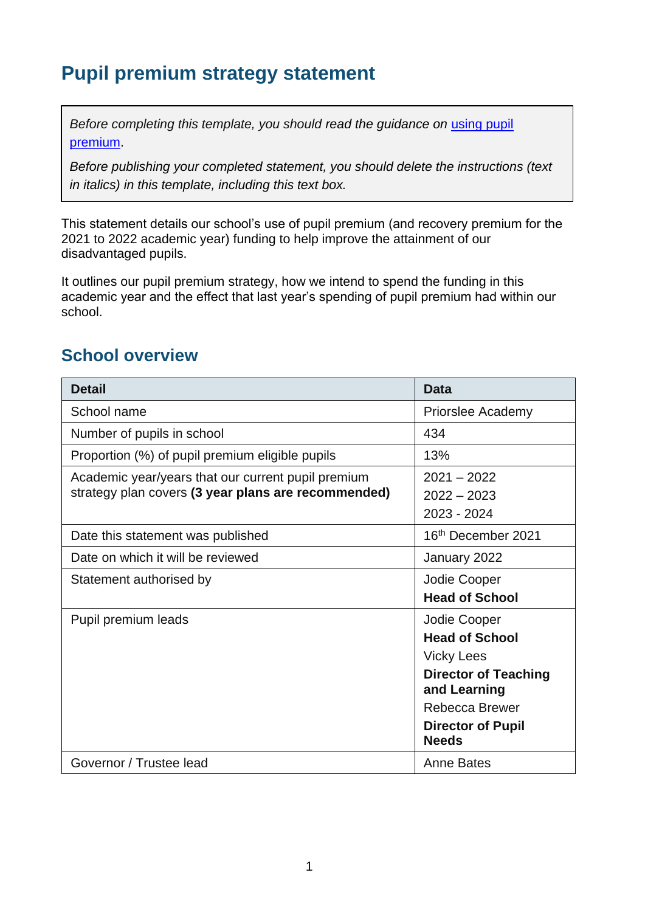# Pupil premium strategy statement

> *Before completing this template, you should read the guidance on [using pupil premium](using pupil premium).*
>
> *Before publishing your completed statement, you should delete the instructions (text in italics) in this template, including this text box.*

This statement details our school's use of pupil premium (and recovery premium for the 2021 to 2022 academic year) funding to help improve the attainment of our disadvantaged pupils.

It outlines our pupil premium strategy, how we intend to spend the funding in this academic year and the effect that last year's spending of pupil premium had within our school.

## School overview

| Detail | Data |
|---|---|
| School name | Priorslee Academy |
| Number of pupils in school | 434 |
| Proportion (%) of pupil premium eligible pupils | 13% |
| Academic year/years that our current pupil premium strategy plan covers **(3 year plans are recommended)** | 2021 – 2022<br>2022 – 2023<br>2023 - 2024 |
| Date this statement was published | 16th December 2021 |
| Date on which it will be reviewed | January 2022 |
| Statement authorised by | Jodie Cooper<br>**Head of School** |
| Pupil premium leads | Jodie Cooper<br>**Head of School**<br>Vicky Lees<br>**Director of Teaching and Learning**<br>Rebecca Brewer<br>**Director of Pupil Needs** |
| Governor / Trustee lead | Anne Bates |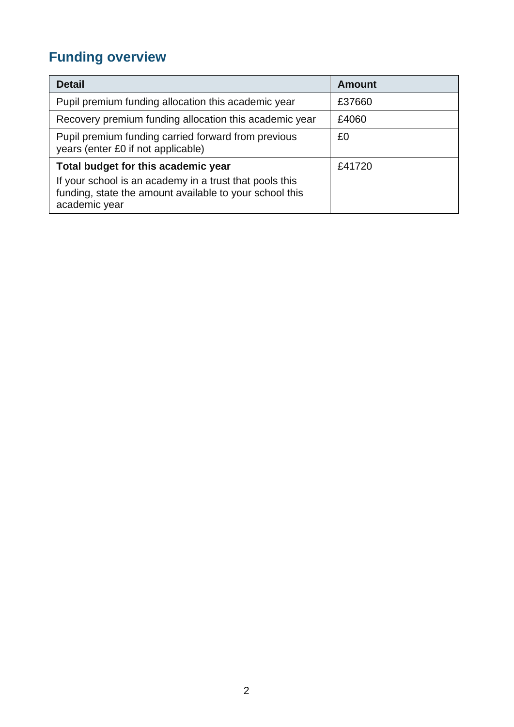## Funding overview

| Detail | Amount |
|---|---|
| Pupil premium funding allocation this academic year | £37660 |
| Recovery premium funding allocation this academic year | £4060 |
| Pupil premium funding carried forward from previous years (enter £0 if not applicable) | £0 |
| **Total budget for this academic year**<br>If your school is an academy in a trust that pools this funding, state the amount available to your school this academic year | £41720 |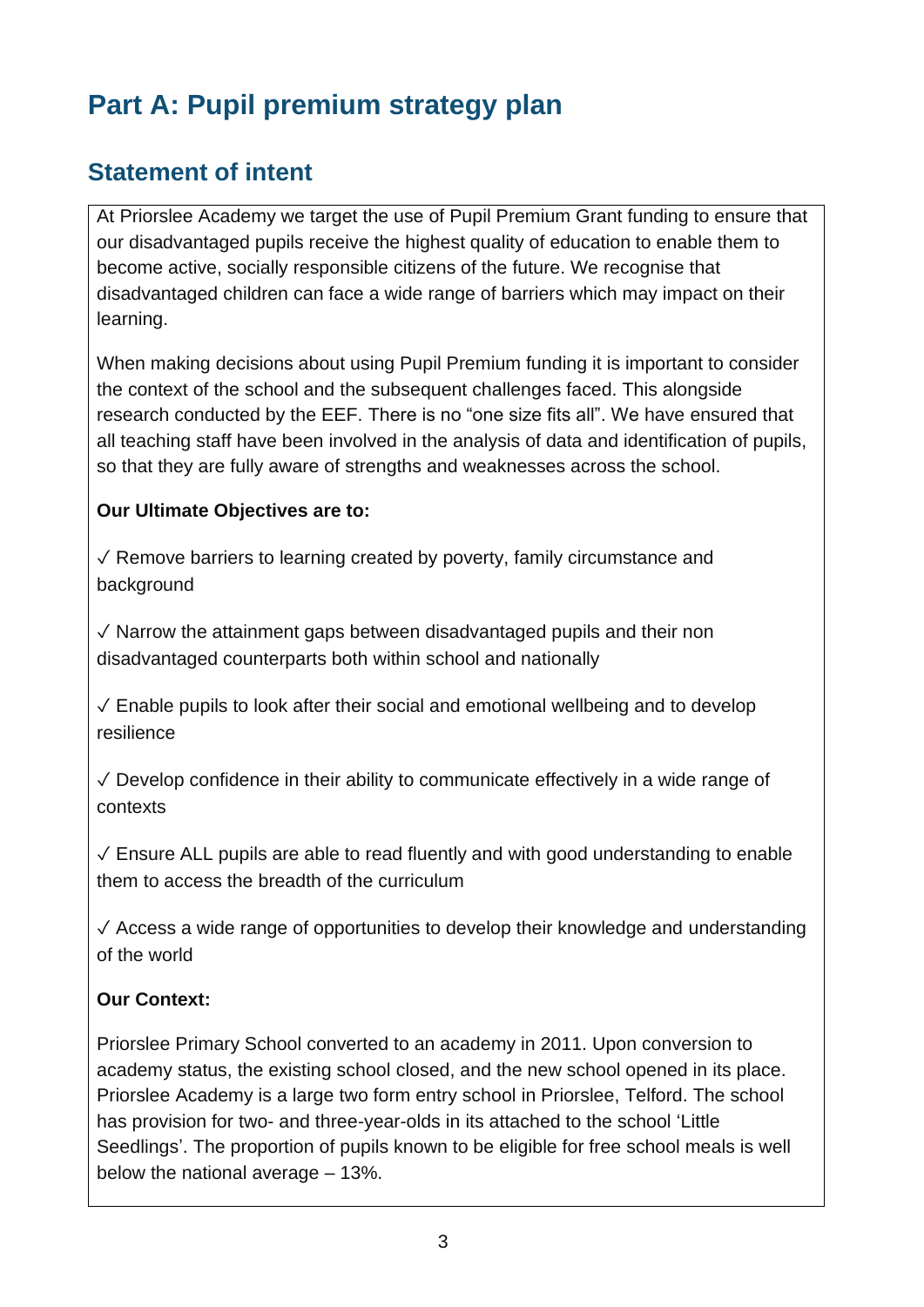# Part A: Pupil premium strategy plan

## Statement of intent

At Priorslee Academy we target the use of Pupil Premium Grant funding to ensure that our disadvantaged pupils receive the highest quality of education to enable them to become active, socially responsible citizens of the future. We recognise that disadvantaged children can face a wide range of barriers which may impact on their learning.

When making decisions about using Pupil Premium funding it is important to consider the context of the school and the subsequent challenges faced. This alongside research conducted by the EEF. There is no "one size fits all". We have ensured that all teaching staff have been involved in the analysis of data and identification of pupils, so that they are fully aware of strengths and weaknesses across the school.

**Our Ultimate Objectives are to:**

✓ Remove barriers to learning created by poverty, family circumstance and background

✓ Narrow the attainment gaps between disadvantaged pupils and their non disadvantaged counterparts both within school and nationally

✓ Enable pupils to look after their social and emotional wellbeing and to develop resilience

✓ Develop confidence in their ability to communicate effectively in a wide range of contexts

✓ Ensure ALL pupils are able to read fluently and with good understanding to enable them to access the breadth of the curriculum

✓ Access a wide range of opportunities to develop their knowledge and understanding of the world

**Our Context:**

Priorslee Primary School converted to an academy in 2011. Upon conversion to academy status, the existing school closed, and the new school opened in its place. Priorslee Academy is a large two form entry school in Priorslee, Telford. The school has provision for two- and three-year-olds in its attached to the school 'Little Seedlings'. The proportion of pupils known to be eligible for free school meals is well below the national average – 13%.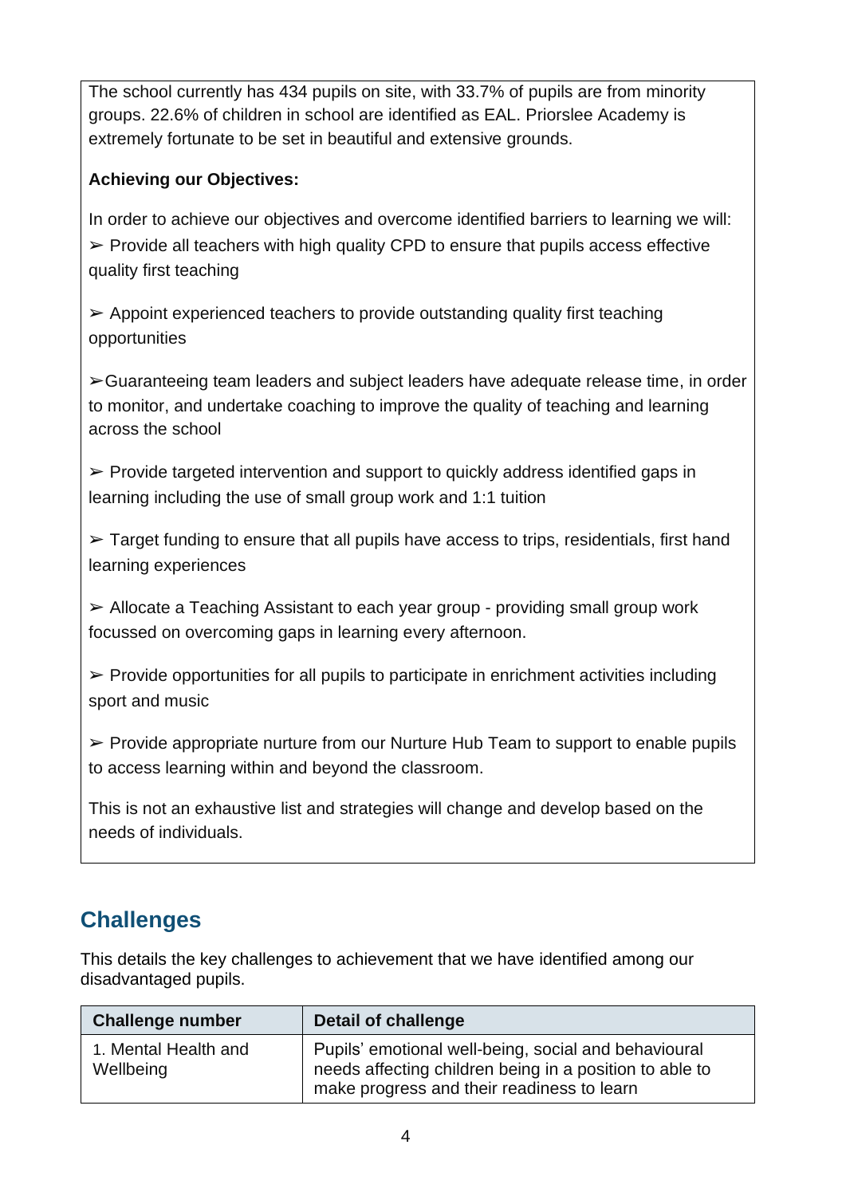The school currently has 434 pupils on site, with 33.7% of pupils are from minority groups. 22.6% of children in school are identified as EAL. Priorslee Academy is extremely fortunate to be set in beautiful and extensive grounds.

**Achieving our Objectives:**

In order to achieve our objectives and overcome identified barriers to learning we will:

➢ Provide all teachers with high quality CPD to ensure that pupils access effective quality first teaching

➢ Appoint experienced teachers to provide outstanding quality first teaching opportunities

➢Guaranteeing team leaders and subject leaders have adequate release time, in order to monitor, and undertake coaching to improve the quality of teaching and learning across the school

➢ Provide targeted intervention and support to quickly address identified gaps in learning including the use of small group work and 1:1 tuition

➢ Target funding to ensure that all pupils have access to trips, residentials, first hand learning experiences

➢ Allocate a Teaching Assistant to each year group - providing small group work focussed on overcoming gaps in learning every afternoon.

➢ Provide opportunities for all pupils to participate in enrichment activities including sport and music

➢ Provide appropriate nurture from our Nurture Hub Team to support to enable pupils to access learning within and beyond the classroom.

This is not an exhaustive list and strategies will change and develop based on the needs of individuals.

## Challenges

This details the key challenges to achievement that we have identified among our disadvantaged pupils.

| Challenge number | Detail of challenge |
| --- | --- |
| 1. Mental Health and Wellbeing | Pupils' emotional well-being, social and behavioural needs affecting children being in a position to able to make progress and their readiness to learn |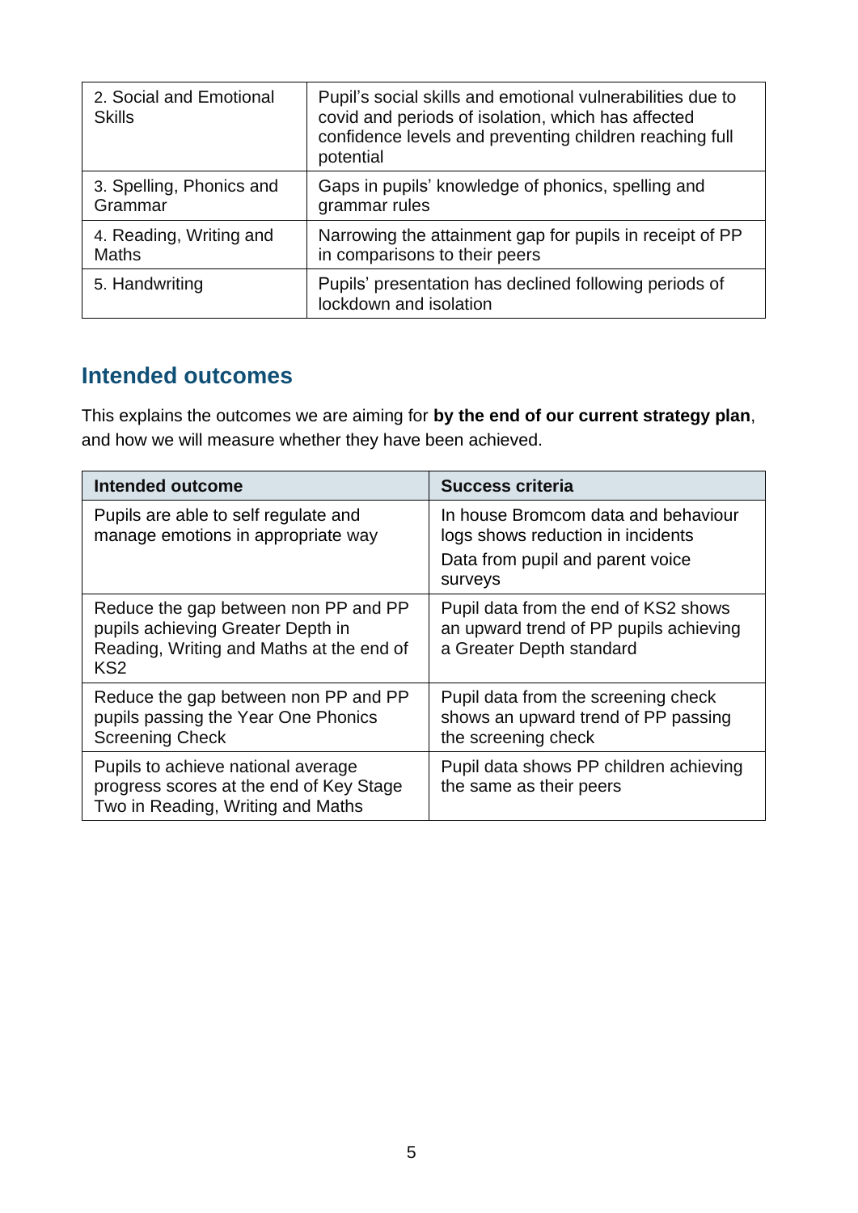| | |
|---|---|
| 2. Social and Emotional Skills | Pupil's social skills and emotional vulnerabilities due to covid and periods of isolation, which has affected confidence levels and preventing children reaching full potential |
| 3. Spelling, Phonics and Grammar | Gaps in pupils' knowledge of phonics, spelling and grammar rules |
| 4. Reading, Writing and Maths | Narrowing the attainment gap for pupils in receipt of PP in comparisons to their peers |
| 5. Handwriting | Pupils' presentation has declined following periods of lockdown and isolation |

## Intended outcomes

This explains the outcomes we are aiming for **by the end of our current strategy plan**, and how we will measure whether they have been achieved.

| Intended outcome | Success criteria |
|---|---|
| Pupils are able to self regulate and manage emotions in appropriate way | In house Bromcom data and behaviour logs shows reduction in incidents<br>Data from pupil and parent voice surveys |
| Reduce the gap between non PP and PP pupils achieving Greater Depth in Reading, Writing and Maths at the end of KS2 | Pupil data from the end of KS2 shows an upward trend of PP pupils achieving a Greater Depth standard |
| Reduce the gap between non PP and PP pupils passing the Year One Phonics Screening Check | Pupil data from the screening check shows an upward trend of PP passing the screening check |
| Pupils to achieve national average progress scores at the end of Key Stage Two in Reading, Writing and Maths | Pupil data shows PP children achieving the same as their peers |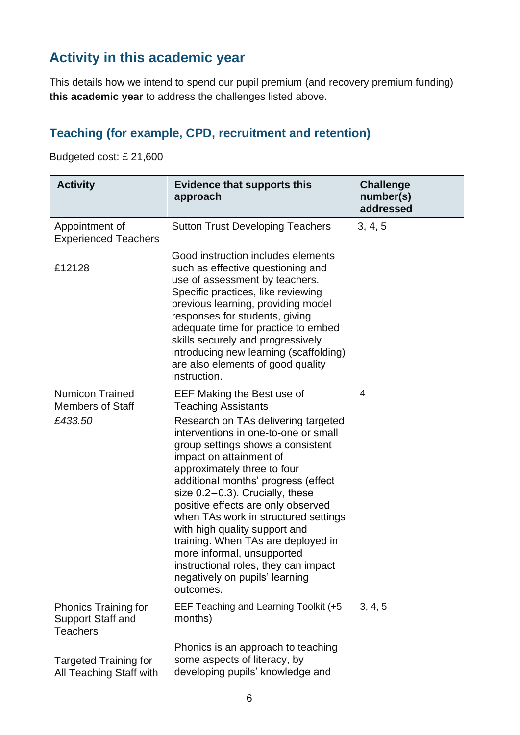## Activity in this academic year

This details how we intend to spend our pupil premium (and recovery premium funding) **this academic year** to address the challenges listed above.

### Teaching (for example, CPD, recruitment and retention)

Budgeted cost: £ 21,600

| Activity | Evidence that supports this approach | Challenge number(s) addressed |
|---|---|---|
| Appointment of Experienced Teachers<br><br>£12128 | Sutton Trust Developing Teachers<br><br>Good instruction includes elements such as effective questioning and use of assessment by teachers. Specific practices, like reviewing previous learning, providing model responses for students, giving adequate time for practice to embed skills securely and progressively introducing new learning (scaffolding) are also elements of good quality instruction. | 3, 4, 5 |
| Numicon Trained Members of Staff<br>*£433.50* | EEF Making the Best use of Teaching Assistants<br>Research on TAs delivering targeted interventions in one-to-one or small group settings shows a consistent impact on attainment of approximately three to four additional months' progress (effect size 0.2–0.3). Crucially, these positive effects are only observed when TAs work in structured settings with high quality support and training. When TAs are deployed in more informal, unsupported instructional roles, they can impact negatively on pupils' learning outcomes. | 4 |
| Phonics Training for Support Staff and Teachers<br><br>Targeted Training for All Teaching Staff with | EEF Teaching and Learning Toolkit (+5 months)<br><br>Phonics is an approach to teaching some aspects of literacy, by developing pupils' knowledge and | 3, 4, 5 |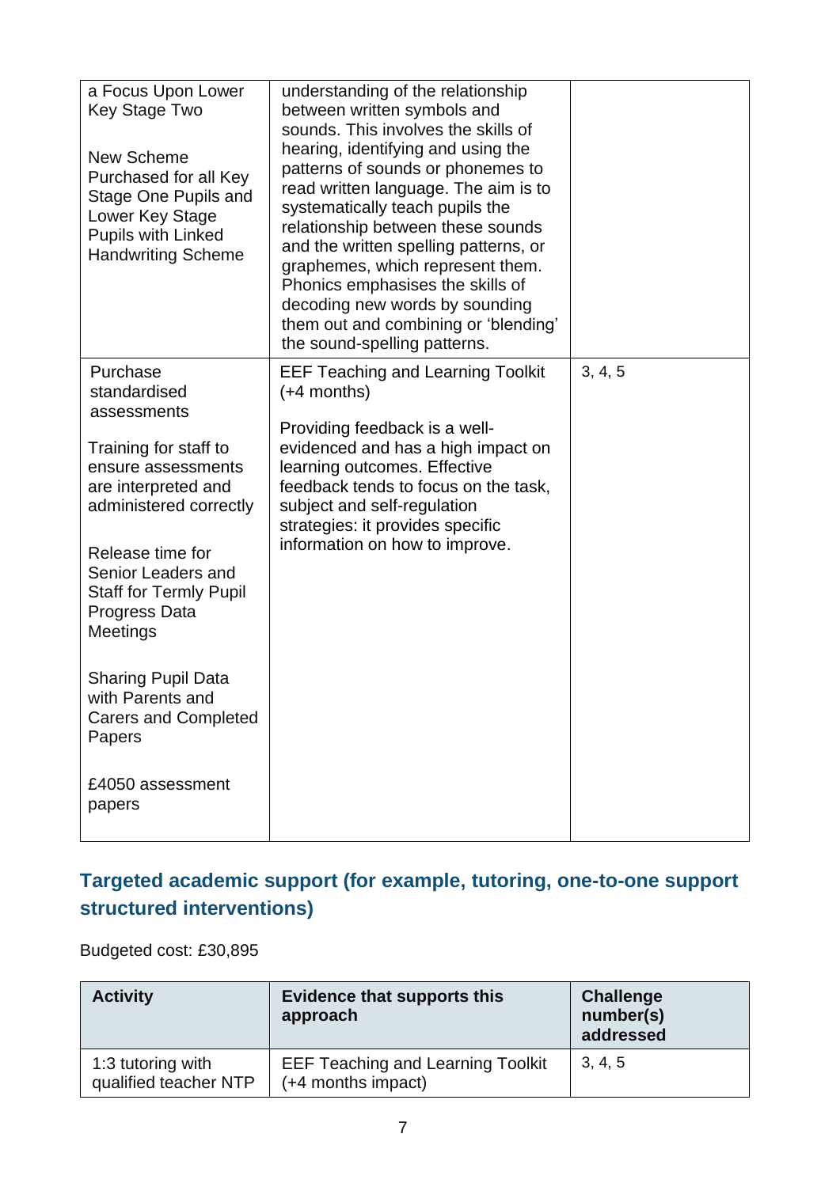| | | |
|---|---|---|
| a Focus Upon Lower Key Stage Two<br><br>New Scheme Purchased for all Key Stage One Pupils and Lower Key Stage Pupils with Linked Handwriting Scheme | understanding of the relationship between written symbols and sounds. This involves the skills of hearing, identifying and using the patterns of sounds or phonemes to read written language. The aim is to systematically teach pupils the relationship between these sounds and the written spelling patterns, or graphemes, which represent them. Phonics emphasises the skills of decoding new words by sounding them out and combining or 'blending' the sound-spelling patterns. | |
| Purchase standardised assessments<br><br>Training for staff to ensure assessments are interpreted and administered correctly<br><br>Release time for Senior Leaders and Staff for Termly Pupil Progress Data Meetings<br><br>Sharing Pupil Data with Parents and Carers and Completed Papers<br><br>£4050 assessment papers | EEF Teaching and Learning Toolkit (+4 months)<br><br>Providing feedback is a well-evidenced and has a high impact on learning outcomes. Effective feedback tends to focus on the task, subject and self-regulation strategies: it provides specific information on how to improve. | 3, 4, 5 |

## Targeted academic support (for example, tutoring, one-to-one support structured interventions)

Budgeted cost: £30,895

| Activity | Evidence that supports this approach | Challenge number(s) addressed |
|---|---|---|
| 1:3 tutoring with qualified teacher NTP | EEF Teaching and Learning Toolkit (+4 months impact) | 3, 4, 5 |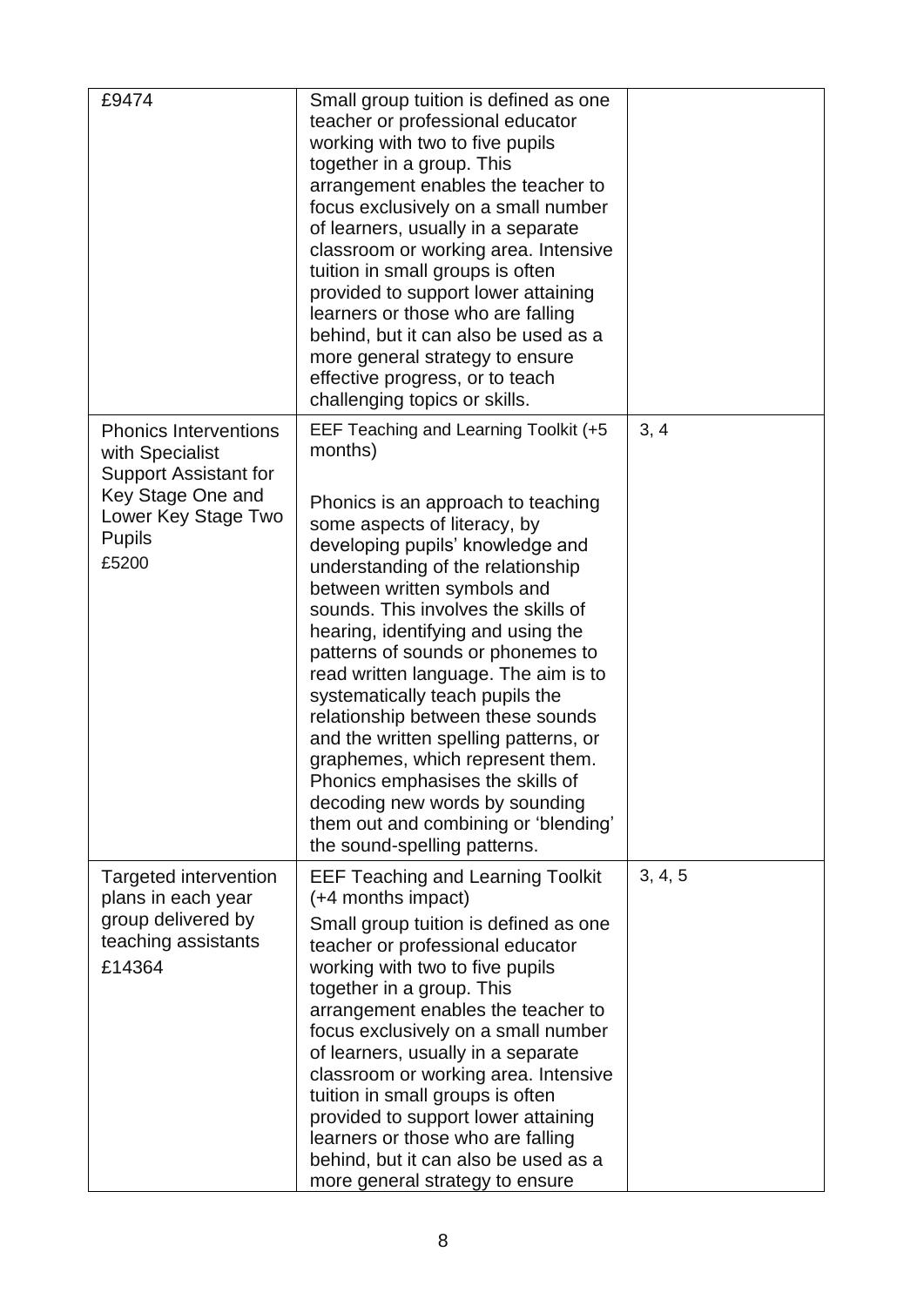| | | |
|---|---|---|
| £9474 | Small group tuition is defined as one teacher or professional educator working with two to five pupils together in a group. This arrangement enables the teacher to focus exclusively on a small number of learners, usually in a separate classroom or working area. Intensive tuition in small groups is often provided to support lower attaining learners or those who are falling behind, but it can also be used as a more general strategy to ensure effective progress, or to teach challenging topics or skills. | |
| Phonics Interventions with Specialist Support Assistant for Key Stage One and Lower Key Stage Two Pupils<br>£5200 | EEF Teaching and Learning Toolkit (+5 months)<br><br>Phonics is an approach to teaching some aspects of literacy, by developing pupils' knowledge and understanding of the relationship between written symbols and sounds. This involves the skills of hearing, identifying and using the patterns of sounds or phonemes to read written language. The aim is to systematically teach pupils the relationship between these sounds and the written spelling patterns, or graphemes, which represent them. Phonics emphasises the skills of decoding new words by sounding them out and combining or 'blending' the sound-spelling patterns. | 3, 4 |
| Targeted intervention plans in each year group delivered by teaching assistants<br>£14364 | EEF Teaching and Learning Toolkit (+4 months impact)<br><br>Small group tuition is defined as one teacher or professional educator working with two to five pupils together in a group. This arrangement enables the teacher to focus exclusively on a small number of learners, usually in a separate classroom or working area. Intensive tuition in small groups is often provided to support lower attaining learners or those who are falling behind, but it can also be used as a more general strategy to ensure | 3, 4, 5 |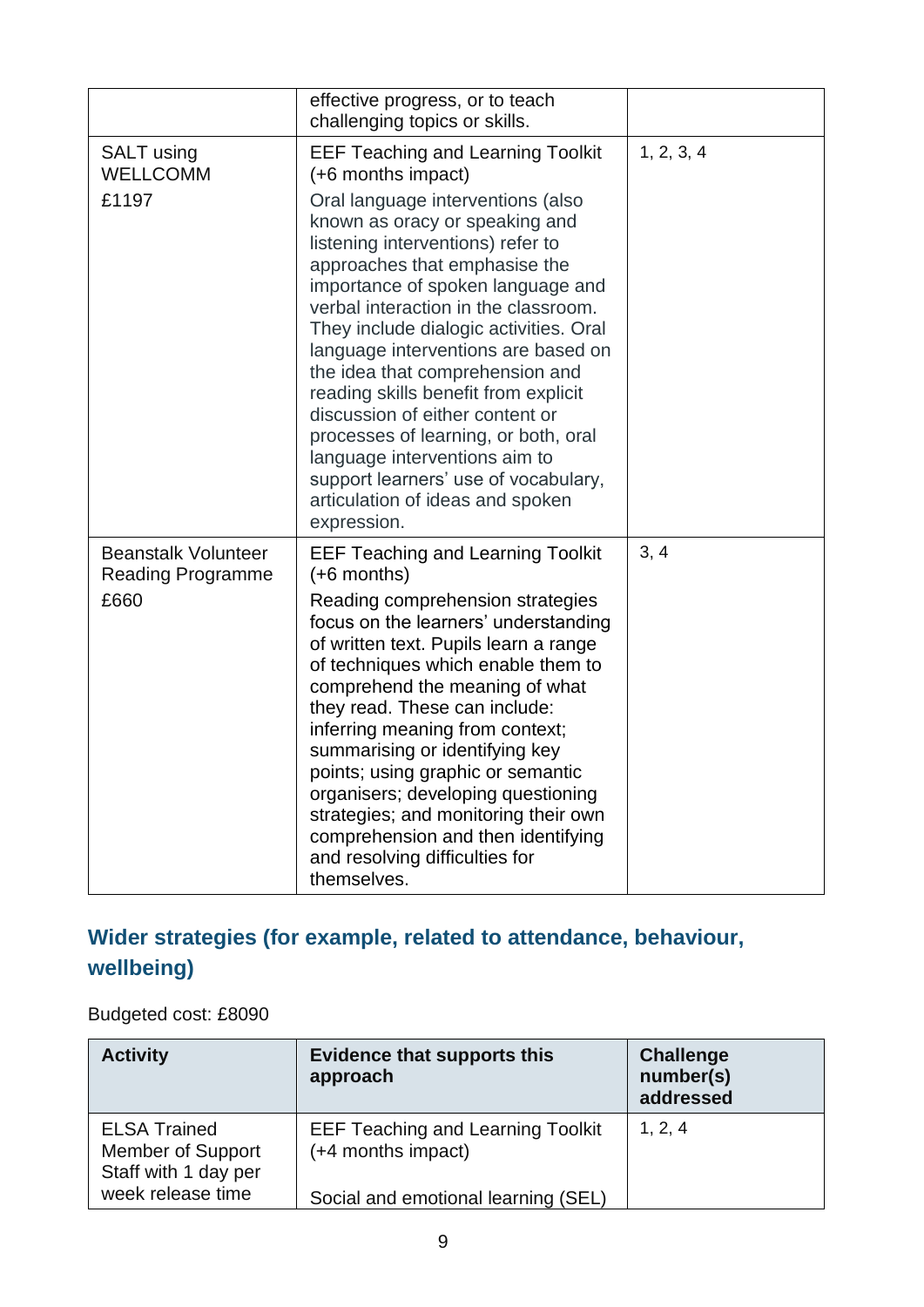| | | |
|---|---|---|
| | effective progress, or to teach challenging topics or skills. | |
| SALT using WELLCOMM<br>£1197 | EEF Teaching and Learning Toolkit (+6 months impact)<br>Oral language interventions (also known as oracy or speaking and listening interventions) refer to approaches that emphasise the importance of spoken language and verbal interaction in the classroom. They include dialogic activities. Oral language interventions are based on the idea that comprehension and reading skills benefit from explicit discussion of either content or processes of learning, or both, oral language interventions aim to support learners' use of vocabulary, articulation of ideas and spoken expression. | 1, 2, 3, 4 |
| Beanstalk Volunteer Reading Programme<br>£660 | EEF Teaching and Learning Toolkit (+6 months)<br>Reading comprehension strategies focus on the learners' understanding of written text. Pupils learn a range of techniques which enable them to comprehend the meaning of what they read. These can include: inferring meaning from context; summarising or identifying key points; using graphic or semantic organisers; developing questioning strategies; and monitoring their own comprehension and then identifying and resolving difficulties for themselves. | 3, 4 |

## Wider strategies (for example, related to attendance, behaviour, wellbeing)

Budgeted cost: £8090

| Activity | Evidence that supports this approach | Challenge number(s) addressed |
|---|---|---|
| ELSA Trained Member of Support Staff with 1 day per week release time | EEF Teaching and Learning Toolkit (+4 months impact)<br><br>Social and emotional learning (SEL) | 1, 2, 4 |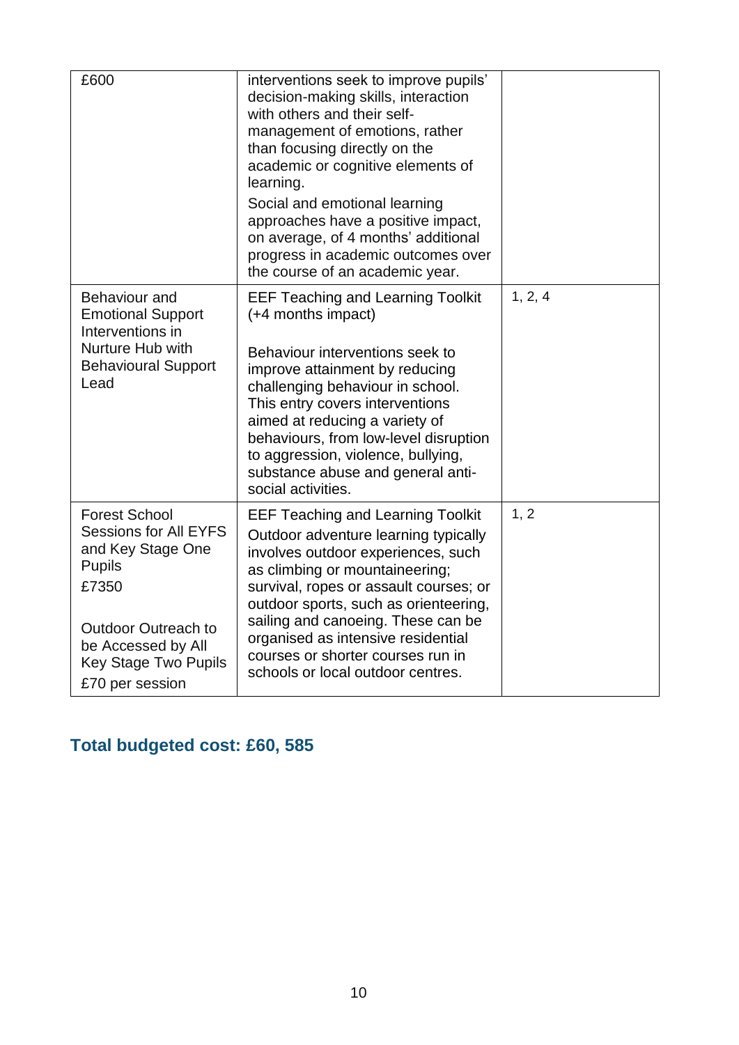| | | |
|---|---|---|
| £600 | interventions seek to improve pupils' decision-making skills, interaction with others and their self-management of emotions, rather than focusing directly on the academic or cognitive elements of learning.<br><br>Social and emotional learning approaches have a positive impact, on average, of 4 months' additional progress in academic outcomes over the course of an academic year. | |
| Behaviour and Emotional Support Interventions in Nurture Hub with Behavioural Support Lead | EEF Teaching and Learning Toolkit (+4 months impact)<br><br>Behaviour interventions seek to improve attainment by reducing challenging behaviour in school. This entry covers interventions aimed at reducing a variety of behaviours, from low-level disruption to aggression, violence, bullying, substance abuse and general anti-social activities. | 1, 2, 4 |
| Forest School Sessions for All EYFS and Key Stage One Pupils<br>£7350<br><br>Outdoor Outreach to be Accessed by All Key Stage Two Pupils<br>£70 per session | EEF Teaching and Learning Toolkit<br>Outdoor adventure learning typically involves outdoor experiences, such as climbing or mountaineering; survival, ropes or assault courses; or outdoor sports, such as orienteering, sailing and canoeing. These can be organised as intensive residential courses or shorter courses run in schools or local outdoor centres. | 1, 2 |

## Total budgeted cost: £60, 585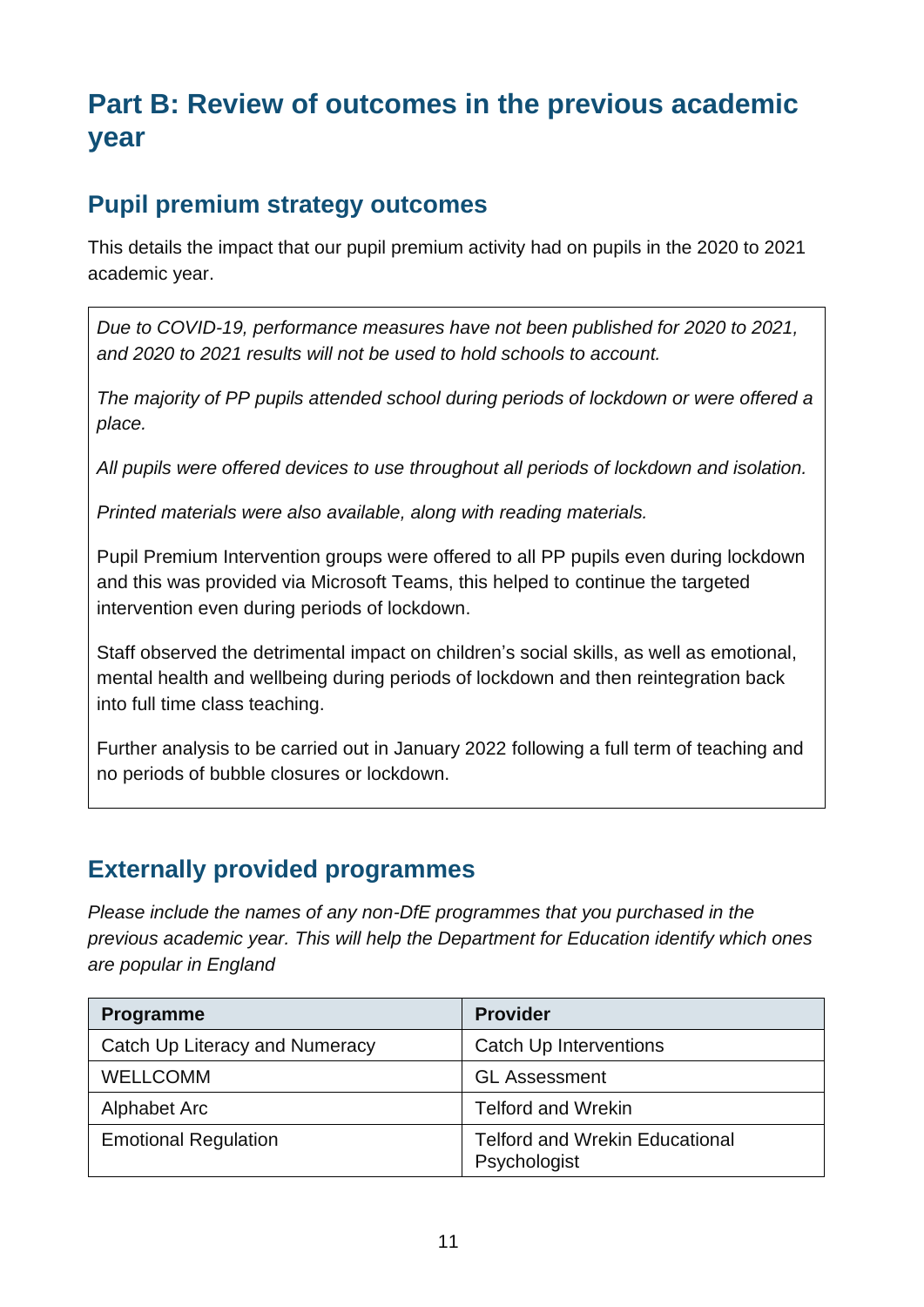# Part B: Review of outcomes in the previous academic year

## Pupil premium strategy outcomes

This details the impact that our pupil premium activity had on pupils in the 2020 to 2021 academic year.

*Due to COVID-19, performance measures have not been published for 2020 to 2021, and 2020 to 2021 results will not be used to hold schools to account.*

*The majority of PP pupils attended school during periods of lockdown or were offered a place.*

*All pupils were offered devices to use throughout all periods of lockdown and isolation.*

*Printed materials were also available, along with reading materials.*

Pupil Premium Intervention groups were offered to all PP pupils even during lockdown and this was provided via Microsoft Teams, this helped to continue the targeted intervention even during periods of lockdown.

Staff observed the detrimental impact on children's social skills, as well as emotional, mental health and wellbeing during periods of lockdown and then reintegration back into full time class teaching.

Further analysis to be carried out in January 2022 following a full term of teaching and no periods of bubble closures or lockdown.

## Externally provided programmes

*Please include the names of any non-DfE programmes that you purchased in the previous academic year. This will help the Department for Education identify which ones are popular in England*

| Programme | Provider |
| --- | --- |
| Catch Up Literacy and Numeracy | Catch Up Interventions |
| WELLCOMM | GL Assessment |
| Alphabet Arc | Telford and Wrekin |
| Emotional Regulation | Telford and Wrekin Educational Psychologist |